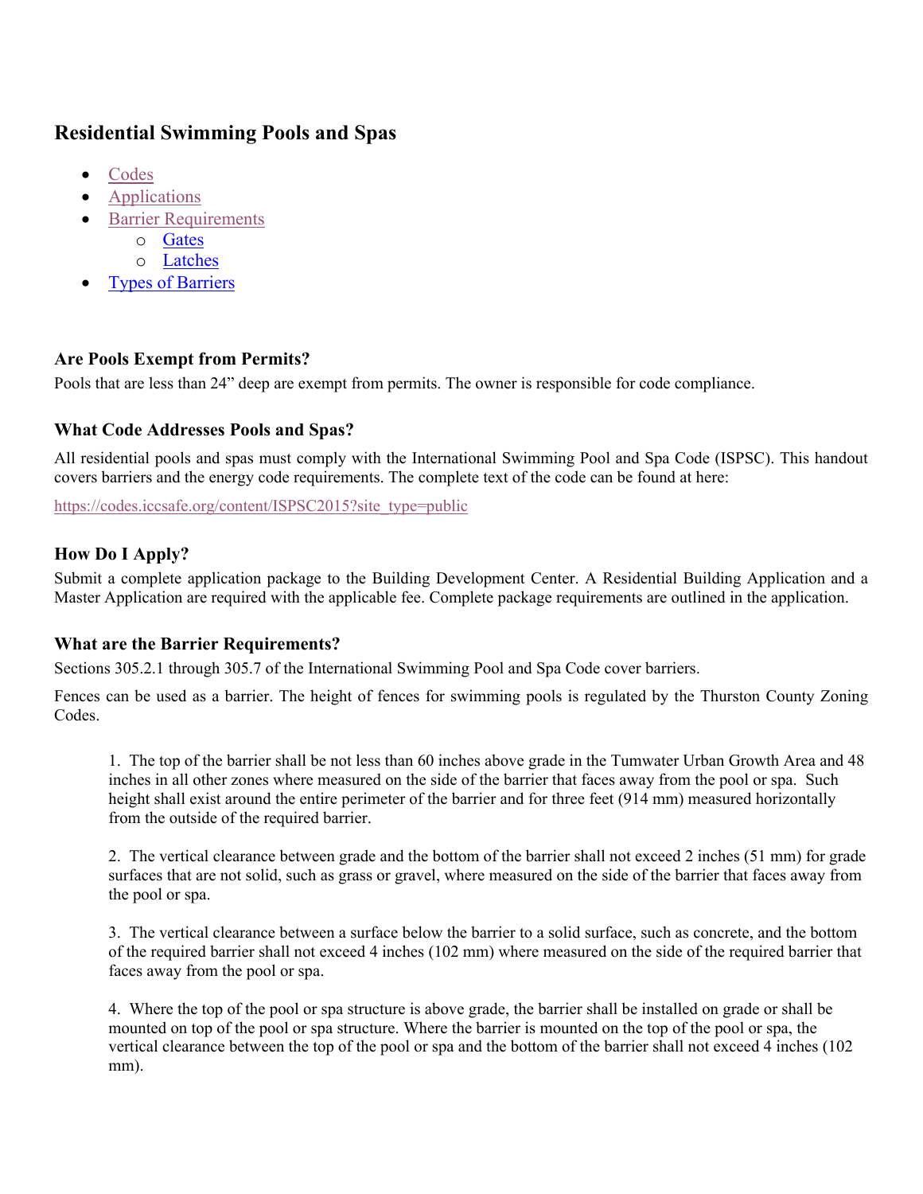# Residential Swimming Pools and Spas

- Codes
- Applications
- Barrier Requirements
  - Gates
  - Latches
- Types of Barriers

### Are Pools Exempt from Permits?

Pools that are less than 24" deep are exempt from permits. The owner is responsible for code compliance.

### What Code Addresses Pools and Spas?

All residential pools and spas must comply with the International Swimming Pool and Spa Code (ISPSC). This handout covers barriers and the energy code requirements. The complete text of the code can be found at here:

https://codes.iccsafe.org/content/ISPSC2015?site_type=public

### How Do I Apply?

Submit a complete application package to the Building Development Center. A Residential Building Application and a Master Application are required with the applicable fee. Complete package requirements are outlined in the application.

### What are the Barrier Requirements?

Sections 305.2.1 through 305.7 of the International Swimming Pool and Spa Code cover barriers.

Fences can be used as a barrier. The height of fences for swimming pools is regulated by the Thurston County Zoning Codes.

1. The top of the barrier shall be not less than 60 inches above grade in the Tumwater Urban Growth Area and 48 inches in all other zones where measured on the side of the barrier that faces away from the pool or spa. Such height shall exist around the entire perimeter of the barrier and for three feet (914 mm) measured horizontally from the outside of the required barrier.

2. The vertical clearance between grade and the bottom of the barrier shall not exceed 2 inches (51 mm) for grade surfaces that are not solid, such as grass or gravel, where measured on the side of the barrier that faces away from the pool or spa.

3. The vertical clearance between a surface below the barrier to a solid surface, such as concrete, and the bottom of the required barrier shall not exceed 4 inches (102 mm) where measured on the side of the required barrier that faces away from the pool or spa.

4. Where the top of the pool or spa structure is above grade, the barrier shall be installed on grade or shall be mounted on top of the pool or spa structure. Where the barrier is mounted on the top of the pool or spa, the vertical clearance between the top of the pool or spa and the bottom of the barrier shall not exceed 4 inches (102 mm).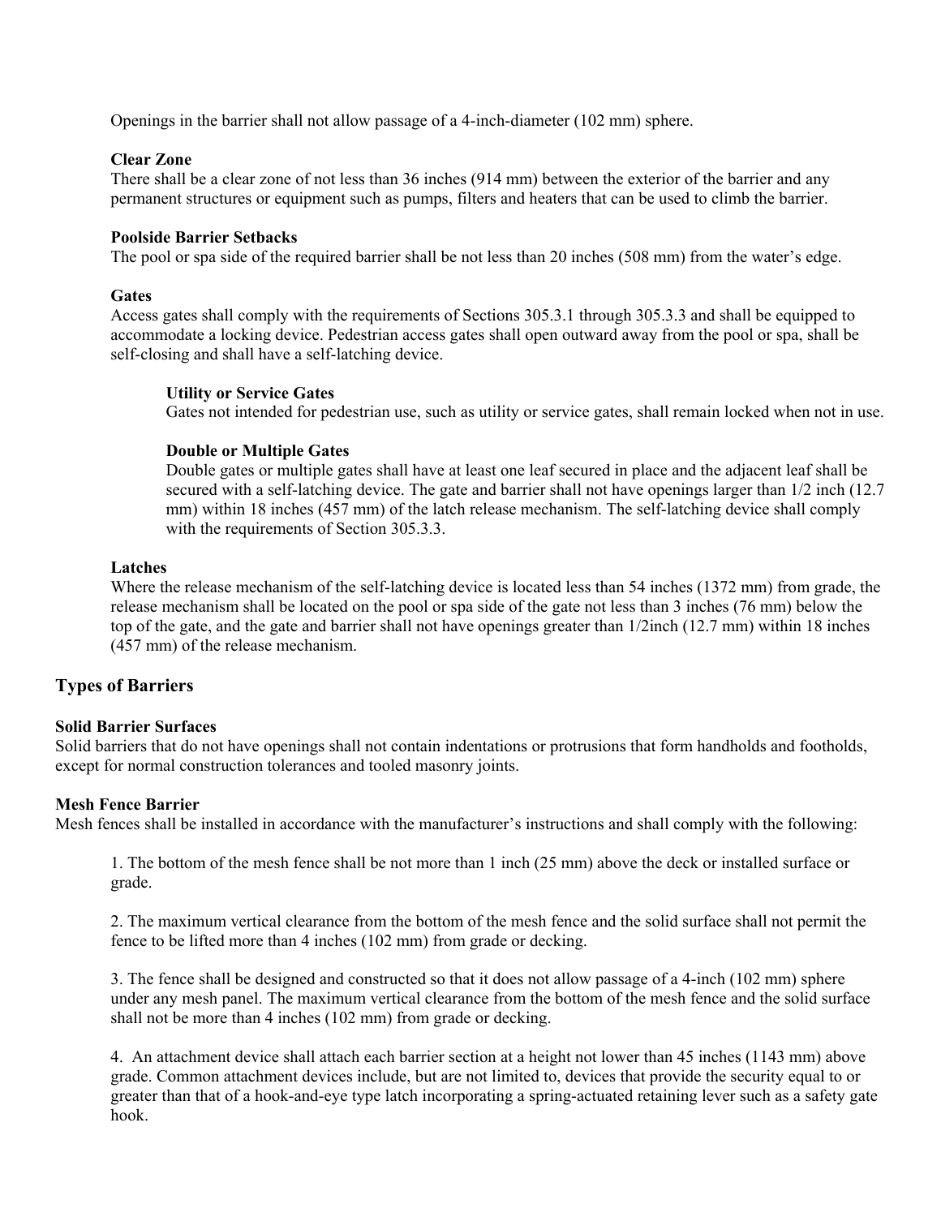Openings in the barrier shall not allow passage of a 4-inch-diameter (102 mm) sphere.

**Clear Zone**
There shall be a clear zone of not less than 36 inches (914 mm) between the exterior of the barrier and any permanent structures or equipment such as pumps, filters and heaters that can be used to climb the barrier.

**Poolside Barrier Setbacks**
The pool or spa side of the required barrier shall be not less than 20 inches (508 mm) from the water's edge.

**Gates**
Access gates shall comply with the requirements of Sections 305.3.1 through 305.3.3 and shall be equipped to accommodate a locking device. Pedestrian access gates shall open outward away from the pool or spa, shall be self-closing and shall have a self-latching device.

> **Utility or Service Gates**
> Gates not intended for pedestrian use, such as utility or service gates, shall remain locked when not in use.
>
> **Double or Multiple Gates**
> Double gates or multiple gates shall have at least one leaf secured in place and the adjacent leaf shall be secured with a self-latching device. The gate and barrier shall not have openings larger than 1/2 inch (12.7 mm) within 18 inches (457 mm) of the latch release mechanism. The self-latching device shall comply with the requirements of Section 305.3.3.

**Latches**
Where the release mechanism of the self-latching device is located less than 54 inches (1372 mm) from grade, the release mechanism shall be located on the pool or spa side of the gate not less than 3 inches (76 mm) below the top of the gate, and the gate and barrier shall not have openings greater than 1/2inch (12.7 mm) within 18 inches (457 mm) of the release mechanism.

## Types of Barriers

**Solid Barrier Surfaces**
Solid barriers that do not have openings shall not contain indentations or protrusions that form handholds and footholds, except for normal construction tolerances and tooled masonry joints.

**Mesh Fence Barrier**
Mesh fences shall be installed in accordance with the manufacturer's instructions and shall comply with the following:

1. The bottom of the mesh fence shall be not more than 1 inch (25 mm) above the deck or installed surface or grade.

2. The maximum vertical clearance from the bottom of the mesh fence and the solid surface shall not permit the fence to be lifted more than 4 inches (102 mm) from grade or decking.

3. The fence shall be designed and constructed so that it does not allow passage of a 4-inch (102 mm) sphere under any mesh panel. The maximum vertical clearance from the bottom of the mesh fence and the solid surface shall not be more than 4 inches (102 mm) from grade or decking.

4. An attachment device shall attach each barrier section at a height not lower than 45 inches (1143 mm) above grade. Common attachment devices include, but are not limited to, devices that provide the security equal to or greater than that of a hook-and-eye type latch incorporating a spring-actuated retaining lever such as a safety gate hook.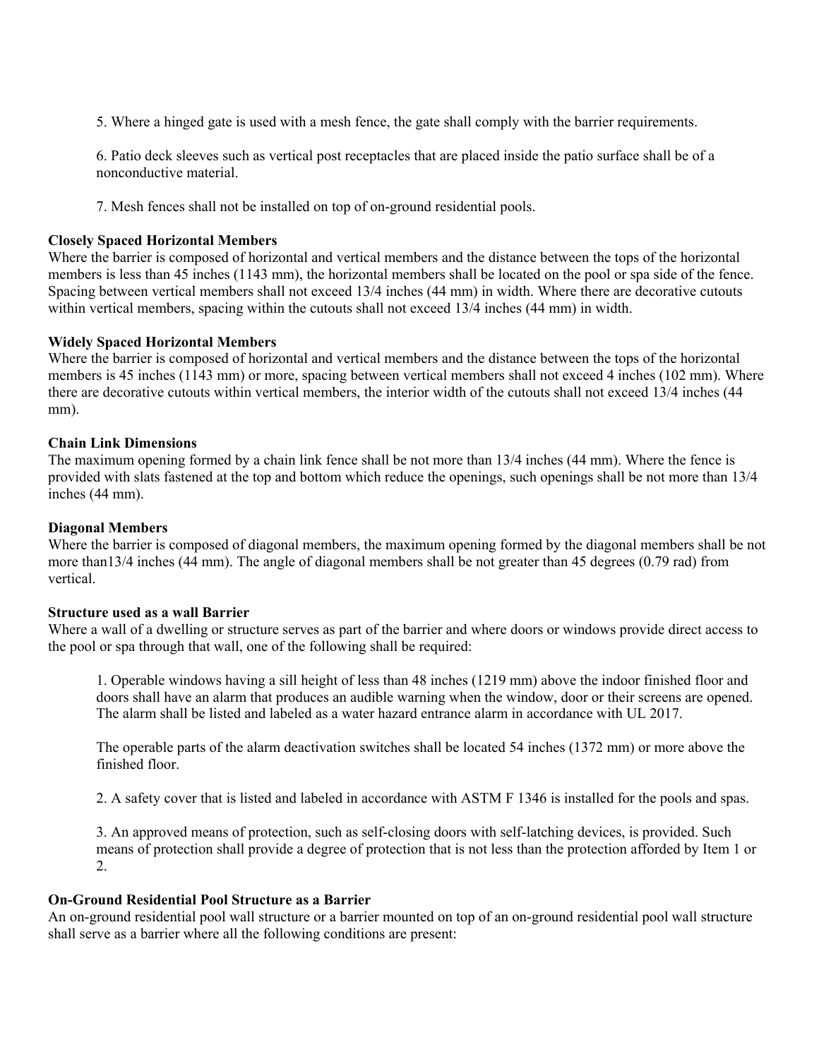5. Where a hinged gate is used with a mesh fence, the gate shall comply with the barrier requirements.

6. Patio deck sleeves such as vertical post receptacles that are placed inside the patio surface shall be of a nonconductive material.

7. Mesh fences shall not be installed on top of on-ground residential pools.

**Closely Spaced Horizontal Members**
Where the barrier is composed of horizontal and vertical members and the distance between the tops of the horizontal members is less than 45 inches (1143 mm), the horizontal members shall be located on the pool or spa side of the fence. Spacing between vertical members shall not exceed 13/4 inches (44 mm) in width. Where there are decorative cutouts within vertical members, spacing within the cutouts shall not exceed 13/4 inches (44 mm) in width.

**Widely Spaced Horizontal Members**
Where the barrier is composed of horizontal and vertical members and the distance between the tops of the horizontal members is 45 inches (1143 mm) or more, spacing between vertical members shall not exceed 4 inches (102 mm). Where there are decorative cutouts within vertical members, the interior width of the cutouts shall not exceed 13/4 inches (44 mm).

**Chain Link Dimensions**
The maximum opening formed by a chain link fence shall be not more than 13/4 inches (44 mm). Where the fence is provided with slats fastened at the top and bottom which reduce the openings, such openings shall be not more than 13/4 inches (44 mm).

**Diagonal Members**
Where the barrier is composed of diagonal members, the maximum opening formed by the diagonal members shall be not more than13/4 inches (44 mm). The angle of diagonal members shall be not greater than 45 degrees (0.79 rad) from vertical.

**Structure used as a wall Barrier**
Where a wall of a dwelling or structure serves as part of the barrier and where doors or windows provide direct access to the pool or spa through that wall, one of the following shall be required:

1. Operable windows having a sill height of less than 48 inches (1219 mm) above the indoor finished floor and doors shall have an alarm that produces an audible warning when the window, door or their screens are opened. The alarm shall be listed and labeled as a water hazard entrance alarm in accordance with UL 2017.

The operable parts of the alarm deactivation switches shall be located 54 inches (1372 mm) or more above the finished floor.

2. A safety cover that is listed and labeled in accordance with ASTM F 1346 is installed for the pools and spas.

3. An approved means of protection, such as self-closing doors with self-latching devices, is provided. Such means of protection shall provide a degree of protection that is not less than the protection afforded by Item 1 or 2.

**On-Ground Residential Pool Structure as a Barrier**
An on-ground residential pool wall structure or a barrier mounted on top of an on-ground residential pool wall structure shall serve as a barrier where all the following conditions are present: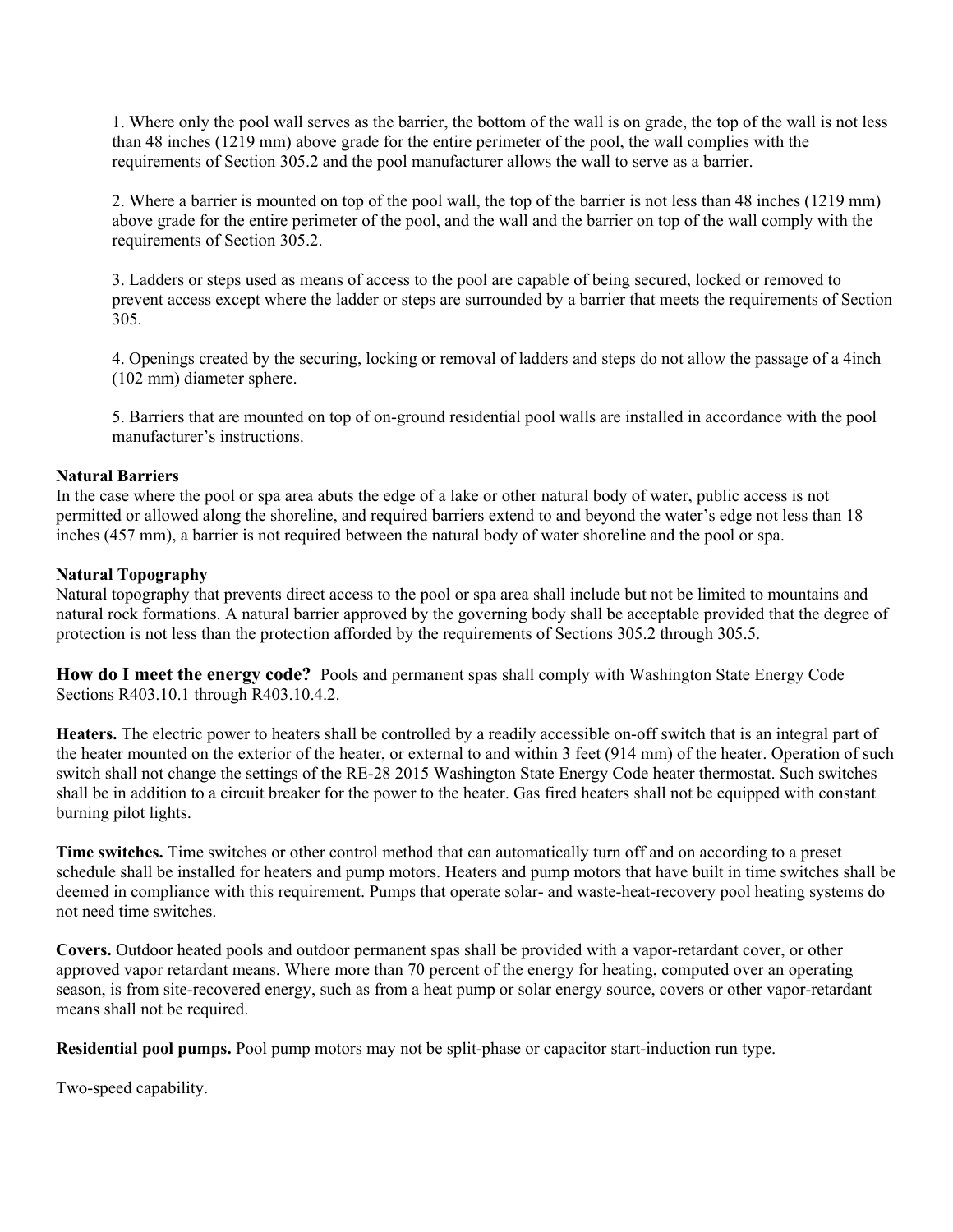1. Where only the pool wall serves as the barrier, the bottom of the wall is on grade, the top of the wall is not less than 48 inches (1219 mm) above grade for the entire perimeter of the pool, the wall complies with the requirements of Section 305.2 and the pool manufacturer allows the wall to serve as a barrier.

2. Where a barrier is mounted on top of the pool wall, the top of the barrier is not less than 48 inches (1219 mm) above grade for the entire perimeter of the pool, and the wall and the barrier on top of the wall comply with the requirements of Section 305.2.

3. Ladders or steps used as means of access to the pool are capable of being secured, locked or removed to prevent access except where the ladder or steps are surrounded by a barrier that meets the requirements of Section 305.

4. Openings created by the securing, locking or removal of ladders and steps do not allow the passage of a 4inch (102 mm) diameter sphere.

5. Barriers that are mounted on top of on-ground residential pool walls are installed in accordance with the pool manufacturer's instructions.

**Natural Barriers**
In the case where the pool or spa area abuts the edge of a lake or other natural body of water, public access is not permitted or allowed along the shoreline, and required barriers extend to and beyond the water's edge not less than 18 inches (457 mm), a barrier is not required between the natural body of water shoreline and the pool or spa.

**Natural Topography**
Natural topography that prevents direct access to the pool or spa area shall include but not be limited to mountains and natural rock formations. A natural barrier approved by the governing body shall be acceptable provided that the degree of protection is not less than the protection afforded by the requirements of Sections 305.2 through 305.5.

**How do I meet the energy code?** Pools and permanent spas shall comply with Washington State Energy Code Sections R403.10.1 through R403.10.4.2.

**Heaters.** The electric power to heaters shall be controlled by a readily accessible on-off switch that is an integral part of the heater mounted on the exterior of the heater, or external to and within 3 feet (914 mm) of the heater. Operation of such switch shall not change the settings of the RE-28 2015 Washington State Energy Code heater thermostat. Such switches shall be in addition to a circuit breaker for the power to the heater. Gas fired heaters shall not be equipped with constant burning pilot lights.

**Time switches.** Time switches or other control method that can automatically turn off and on according to a preset schedule shall be installed for heaters and pump motors. Heaters and pump motors that have built in time switches shall be deemed in compliance with this requirement. Pumps that operate solar- and waste-heat-recovery pool heating systems do not need time switches.

**Covers.** Outdoor heated pools and outdoor permanent spas shall be provided with a vapor-retardant cover, or other approved vapor retardant means. Where more than 70 percent of the energy for heating, computed over an operating season, is from site-recovered energy, such as from a heat pump or solar energy source, covers or other vapor-retardant means shall not be required.

**Residential pool pumps.** Pool pump motors may not be split-phase or capacitor start-induction run type.

Two-speed capability.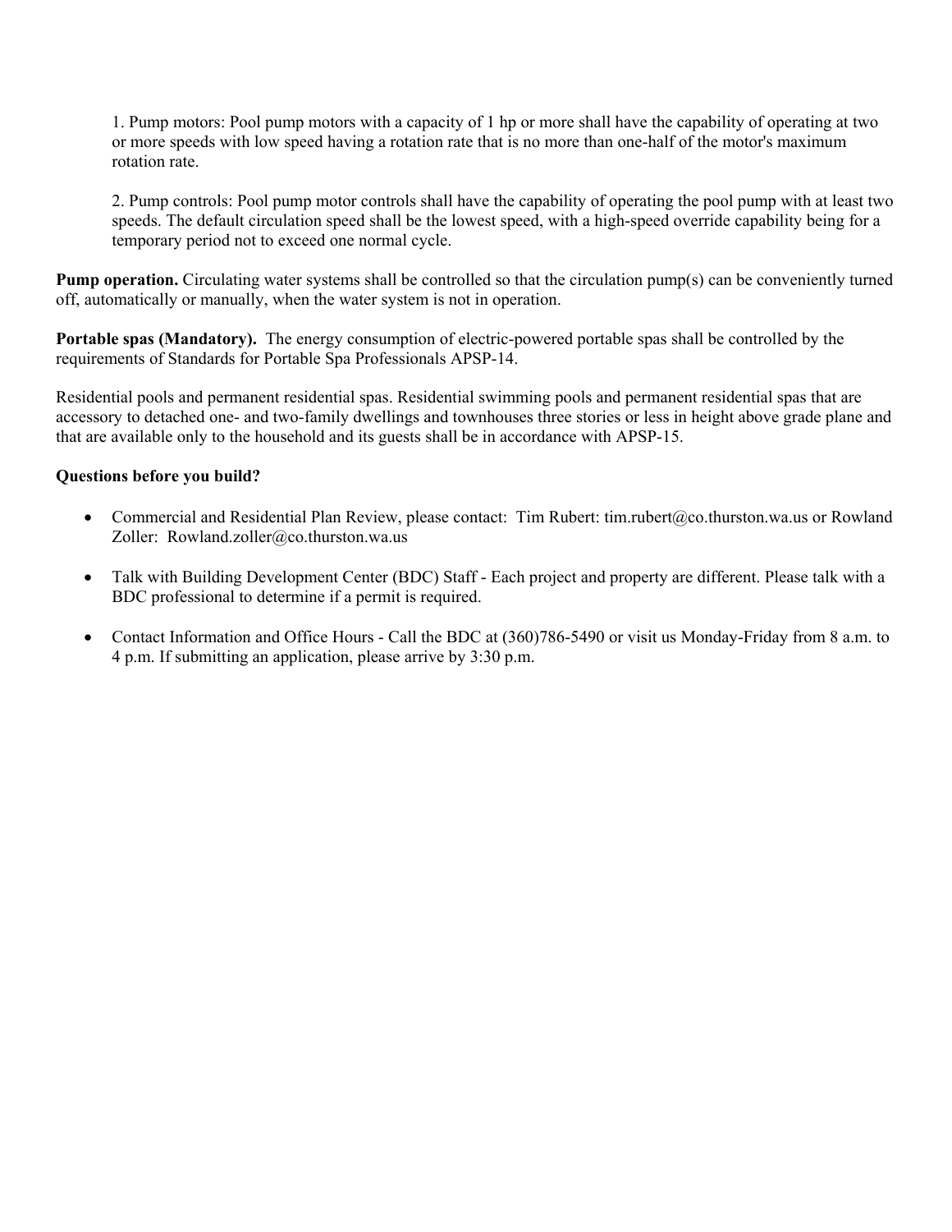1. Pump motors: Pool pump motors with a capacity of 1 hp or more shall have the capability of operating at two or more speeds with low speed having a rotation rate that is no more than one-half of the motor's maximum rotation rate.

2. Pump controls: Pool pump motor controls shall have the capability of operating the pool pump with at least two speeds. The default circulation speed shall be the lowest speed, with a high-speed override capability being for a temporary period not to exceed one normal cycle.

**Pump operation.** Circulating water systems shall be controlled so that the circulation pump(s) can be conveniently turned off, automatically or manually, when the water system is not in operation.

**Portable spas (Mandatory).** The energy consumption of electric-powered portable spas shall be controlled by the requirements of Standards for Portable Spa Professionals APSP-14.

Residential pools and permanent residential spas. Residential swimming pools and permanent residential spas that are accessory to detached one- and two-family dwellings and townhouses three stories or less in height above grade plane and that are available only to the household and its guests shall be in accordance with APSP-15.

**Questions before you build?**

- Commercial and Residential Plan Review, please contact: Tim Rubert: tim.rubert@co.thurston.wa.us or Rowland Zoller: Rowland.zoller@co.thurston.wa.us
- Talk with Building Development Center (BDC) Staff - Each project and property are different. Please talk with a BDC professional to determine if a permit is required.
- Contact Information and Office Hours - Call the BDC at (360)786-5490 or visit us Monday-Friday from 8 a.m. to 4 p.m. If submitting an application, please arrive by 3:30 p.m.